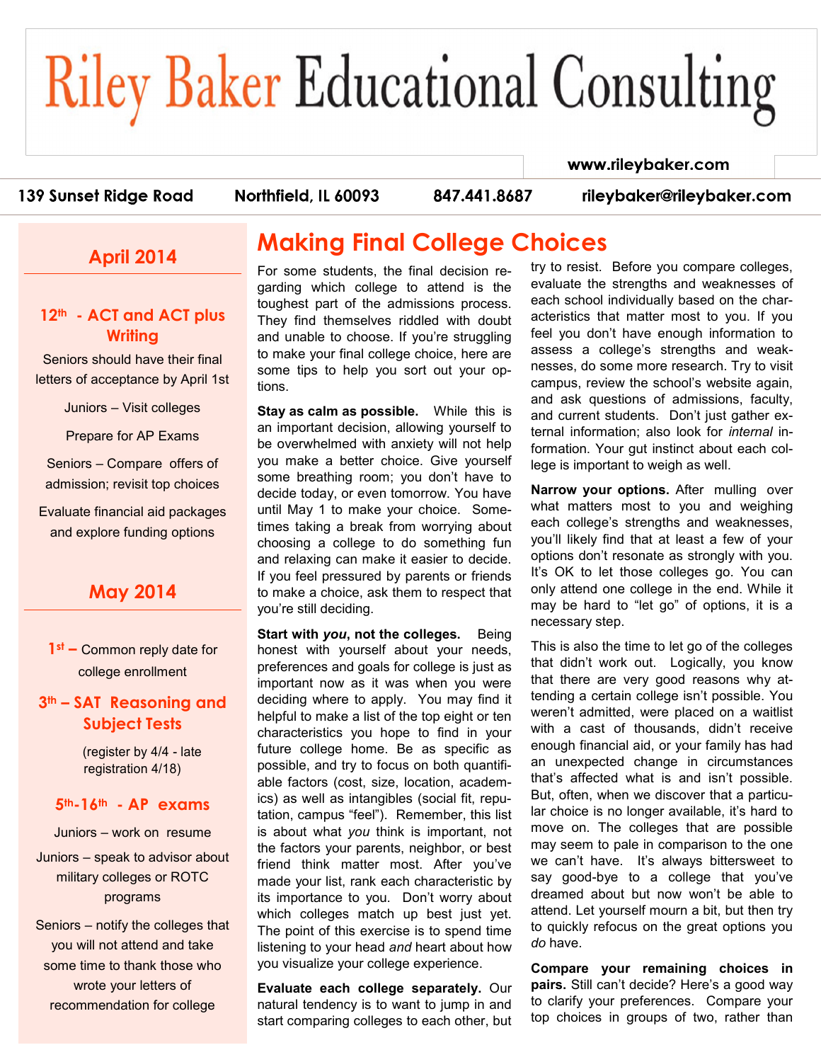# Riley Baker Educational Consulting

www.rileybaker.com

139 Sunset Ridge Road | Northfield, IL 60093 | 847.441.8687 | rileybaker@rileybaker.com

## April 2014

**12th - ACT and ACT plus Writing**

Seniors should have their final letters of acceptance by April 1st

Juniors – Visit colleges

Prepare for AP Exams

Seniors – Compare offers of admission; revisit top choices

Evaluate financial aid packages and explore funding options

## May 2014

**1st –** Common reply date for college enrollment

**3th – SAT Reasoning and Subject Tests**

(register by 4/4 - late registration 4/18)

**5th-16th - AP exams**

Juniors – work on resume

Juniors – speak to advisor about military colleges or ROTC programs

Seniors – notify the colleges that you will not attend and take some time to thank those who wrote your letters of recommendation for college

## Making Final College Choices

For some students, the final decision regarding which college to attend is the toughest part of the admissions process. They find themselves riddled with doubt and unable to choose. If you're struggling to make your final college choice, here are some tips to help you sort out your options.

**Stay as calm as possible.** While this is an important decision, allowing yourself to be overwhelmed with anxiety will not help you make a better choice. Give yourself some breathing room; you don't have to decide today, or even tomorrow. You have until May 1 to make your choice. Sometimes taking a break from worrying about choosing a college to do something fun and relaxing can make it easier to decide. If you feel pressured by parents or friends to make a choice, ask them to respect that you're still deciding.

**Start with *you*, not the colleges.** Being honest with yourself about your needs, preferences and goals for college is just as important now as it was when you were deciding where to apply. You may find it helpful to make a list of the top eight or ten characteristics you hope to find in your future college home. Be as specific as possible, and try to focus on both quantifiable factors (cost, size, location, academics) as well as intangibles (social fit, reputation, campus "feel"). Remember, this list is about what *you* think is important, not the factors your parents, neighbor, or best friend think matter most. After you've made your list, rank each characteristic by its importance to you. Don't worry about which colleges match up best just yet. The point of this exercise is to spend time listening to your head *and* heart about how you visualize your college experience.

**Evaluate each college separately.** Our natural tendency is to want to jump in and start comparing colleges to each other, but try to resist. Before you compare colleges, evaluate the strengths and weaknesses of each school individually based on the characteristics that matter most to you. If you feel you don't have enough information to assess a college's strengths and weaknesses, do some more research. Try to visit campus, review the school's website again, and ask questions of admissions, faculty, and current students. Don't just gather external information; also look for *internal* information. Your gut instinct about each college is important to weigh as well.

**Narrow your options.** After mulling over what matters most to you and weighing each college's strengths and weaknesses, you'll likely find that at least a few of your options don't resonate as strongly with you. It's OK to let those colleges go. You can only attend one college in the end. While it may be hard to "let go" of options, it is a necessary step.

This is also the time to let go of the colleges that didn't work out. Logically, you know that there are very good reasons why attending a certain college isn't possible. You weren't admitted, were placed on a waitlist with a cast of thousands, didn't receive enough financial aid, or your family has had an unexpected change in circumstances that's affected what is and isn't possible. But, often, when we discover that a particular choice is no longer available, it's hard to move on. The colleges that are possible may seem to pale in comparison to the one we can't have. It's always bittersweet to say good-bye to a college that you've dreamed about but now won't be able to attend. Let yourself mourn a bit, but then try to quickly refocus on the great options you *do* have.

**Compare your remaining choices in pairs.** Still can't decide? Here's a good way to clarify your preferences. Compare your top choices in groups of two, rather than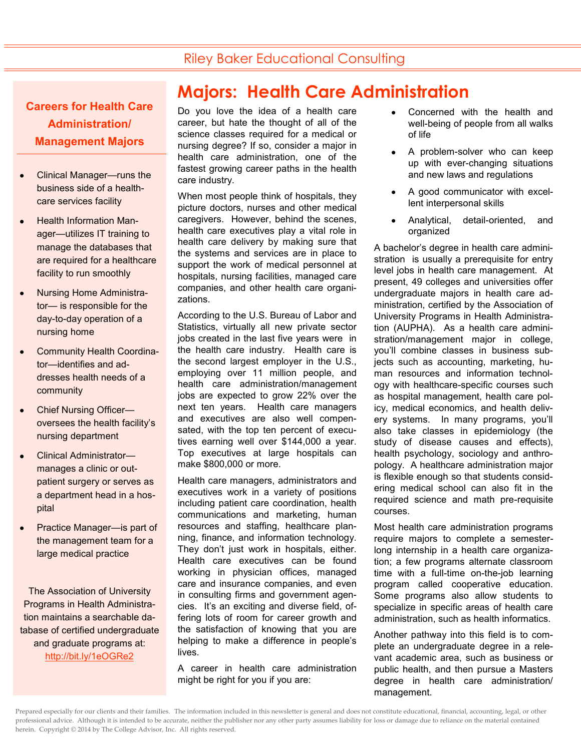# Majors: Health Care Administration

Do you love the idea of a health care career, but hate the thought of all of the science classes required for a medical or nursing degree? If so, consider a major in health care administration, one of the fastest growing career paths in the health care industry.

When most people think of hospitals, they picture doctors, nurses and other medical caregivers. However, behind the scenes, health care executives play a vital role in health care delivery by making sure that the systems and services are in place to support the work of medical personnel at hospitals, nursing facilities, managed care companies, and other health care organizations.

According to the U.S. Bureau of Labor and Statistics, virtually all new private sector jobs created in the last five years were in the health care industry. Health care is the second largest employer in the U.S., employing over 11 million people, and health care administration/management jobs are expected to grow 22% over the next ten years. Health care managers and executives are also well compensated, with the top ten percent of executives earning well over $144,000 a year. Top executives at large hospitals can make $800,000 or more.

Health care managers, administrators and executives work in a variety of positions including patient care coordination, health communications and marketing, human resources and staffing, healthcare planning, finance, and information technology. They don't just work in hospitals, either. Health care executives can be found working in physician offices, managed care and insurance companies, and even in consulting firms and government agencies. It's an exciting and diverse field, offering lots of room for career growth and the satisfaction of knowing that you are helping to make a difference in people's lives.

A career in health care administration might be right for you if you are:

- Concerned with the health and well-being of people from all walks of life
- A problem-solver who can keep up with ever-changing situations and new laws and regulations
- A good communicator with excellent interpersonal skills
- Analytical, detail-oriented, and organized

A bachelor's degree in health care administration is usually a prerequisite for entry level jobs in health care management. At present, 49 colleges and universities offer undergraduate majors in health care administration, certified by the Association of University Programs in Health Administration (AUPHA). As a health care administration/management major in college, you'll combine classes in business subjects such as accounting, marketing, human resources and information technology with healthcare-specific courses such as hospital management, health care policy, medical economics, and health delivery systems. In many programs, you'll also take classes in epidemiology (the study of disease causes and effects), health psychology, sociology and anthropology. A healthcare administration major is flexible enough so that students considering medical school can also fit in the required science and math pre-requisite courses.

Most health care administration programs require majors to complete a semester-long internship in a health care organization; a few programs alternate classroom time with a full-time on-the-job learning program called cooperative education. Some programs also allow students to specialize in specific areas of health care administration, such as health informatics.

Another pathway into this field is to complete an undergraduate degree in a relevant academic area, such as business or public health, and then pursue a Masters degree in health care administration/management.

## Careers for Health Care Administration/ Management Majors

- Clinical Manager—runs the business side of a health-care services facility
- Health Information Manager—utilizes IT training to manage the databases that are required for a healthcare facility to run smoothly
- Nursing Home Administrator— is responsible for the day-to-day operation of a nursing home
- Community Health Coordinator—identifies and addresses health needs of a community
- Chief Nursing Officer—oversees the health facility's nursing department
- Clinical Administrator—manages a clinic or outpatient surgery or serves as a department head in a hospital
- Practice Manager—is part of the management team for a large medical practice

The Association of University Programs in Health Administration maintains a searchable database of certified undergraduate and graduate programs at: http://bit.ly/1eOGRe2

Prepared especially for our clients and their families. The information included in this newsletter is general and does not constitute educational, financial, accounting, legal, or other professional advice. Although it is intended to be accurate, neither the publisher nor any other party assumes liability for loss or damage due to reliance on the material contained herein. Copyright © 2014 by The College Advisor, Inc. All rights reserved.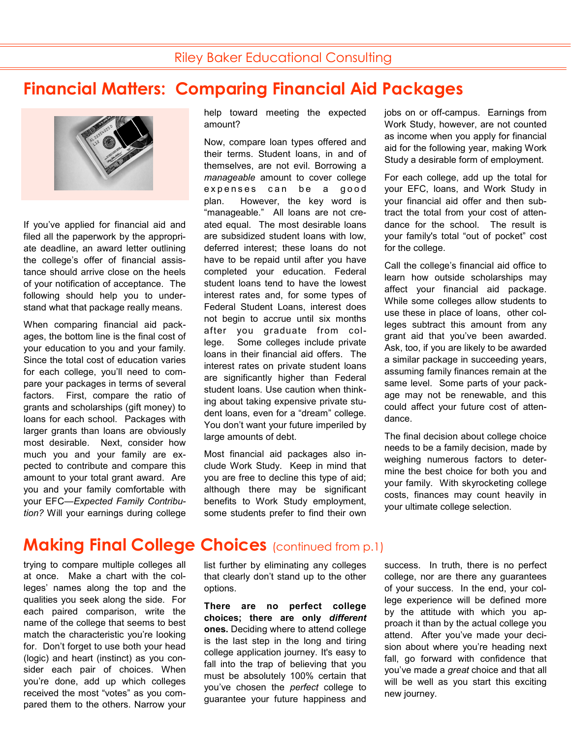# Financial Matters: Comparing Financial Aid Packages

If you've applied for financial aid and filed all the paperwork by the appropriate deadline, an award letter outlining the college's offer of financial assistance should arrive close on the heels of your notification of acceptance. The following should help you to understand what that package really means.

When comparing financial aid packages, the bottom line is the final cost of your education to you and your family. Since the total cost of education varies for each college, you'll need to compare your packages in terms of several factors. First, compare the ratio of grants and scholarships (gift money) to loans for each school. Packages with larger grants than loans are obviously most desirable. Next, consider how much you and your family are expected to contribute and compare this amount to your total grant award. Are you and your family comfortable with your EFC—*Expected Family Contribution?* Will your earnings during college help toward meeting the expected amount?

Now, compare loan types offered and their terms. Student loans, in and of themselves, are not evil. Borrowing a *manageable* amount to cover college expenses can be a good plan. However, the key word is "manageable." All loans are not created equal. The most desirable loans are subsidized student loans with low, deferred interest; these loans do not have to be repaid until after you have completed your education. Federal student loans tend to have the lowest interest rates and, for some types of Federal Student Loans, interest does not begin to accrue until six months after you graduate from college. Some colleges include private loans in their financial aid offers. The interest rates on private student loans are significantly higher than Federal student loans. Use caution when thinking about taking expensive private student loans, even for a "dream" college. You don't want your future imperiled by large amounts of debt.

Most financial aid packages also include Work Study. Keep in mind that you are free to decline this type of aid; although there may be significant benefits to Work Study employment, some students prefer to find their own jobs on or off-campus. Earnings from Work Study, however, are not counted as income when you apply for financial aid for the following year, making Work Study a desirable form of employment.

For each college, add up the total for your EFC, loans, and Work Study in your financial aid offer and then subtract the total from your cost of attendance for the school. The result is your family's total "out of pocket" cost for the college.

Call the college's financial aid office to learn how outside scholarships may affect your financial aid package. While some colleges allow students to use these in place of loans, other colleges subtract this amount from any grant aid that you've been awarded. Ask, too, if you are likely to be awarded a similar package in succeeding years, assuming family finances remain at the same level. Some parts of your package may not be renewable, and this could affect your future cost of attendance.

The final decision about college choice needs to be a family decision, made by weighing numerous factors to determine the best choice for both you and your family. With skyrocketing college costs, finances may count heavily in your ultimate college selection.

# Making Final College Choices (continued from p.1)

trying to compare multiple colleges all at once. Make a chart with the colleges' names along the top and the qualities you seek along the side. For each paired comparison, write the name of the college that seems to best match the characteristic you're looking for. Don't forget to use both your head (logic) and heart (instinct) as you consider each pair of choices. When you're done, add up which colleges received the most "votes" as you compared them to the others. Narrow your list further by eliminating any colleges that clearly don't stand up to the other options.

**There are no perfect college choices; there are only *different* ones.** Deciding where to attend college is the last step in the long and tiring college application journey. It's easy to fall into the trap of believing that you must be absolutely 100% certain that you've chosen the *perfect* college to guarantee your future happiness and success. In truth, there is no perfect college, nor are there any guarantees of your success. In the end, your college experience will be defined more by the attitude with which you approach it than by the actual college you attend. After you've made your decision about where you're heading next fall, go forward with confidence that you've made a *great* choice and that all will be well as you start this exciting new journey.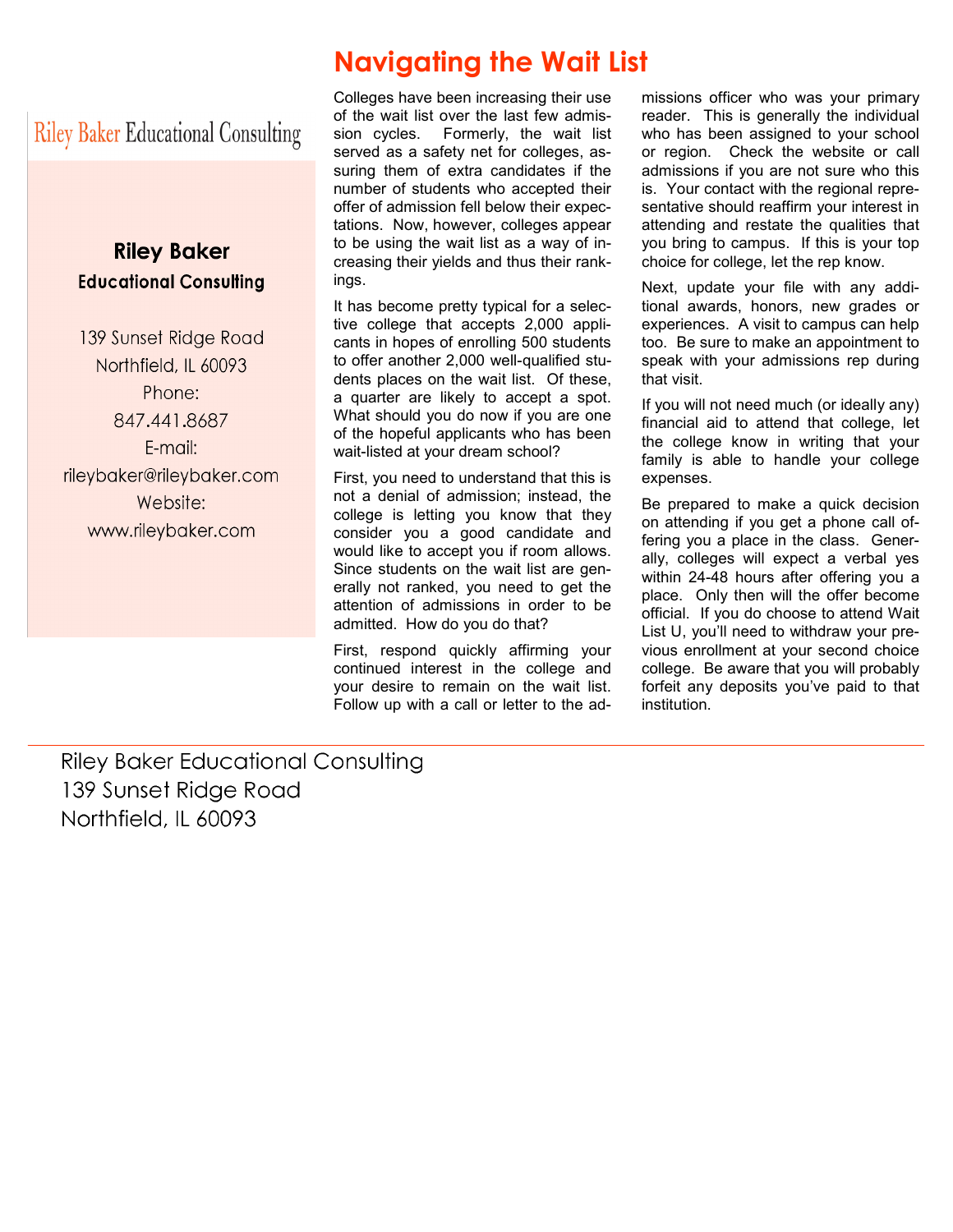Riley Baker Educational Consulting

**Riley Baker**
**Educational Consulting**

139 Sunset Ridge Road
Northfield, IL 60093
Phone:
847.441.8687
E-mail:
rileybaker@rileybaker.com
Website:
www.rileybaker.com

# Navigating the Wait List

Colleges have been increasing their use of the wait list over the last few admission cycles. Formerly, the wait list served as a safety net for colleges, assuring them of extra candidates if the number of students who accepted their offer of admission fell below their expectations. Now, however, colleges appear to be using the wait list as a way of increasing their yields and thus their rankings.

It has become pretty typical for a selective college that accepts 2,000 applicants in hopes of enrolling 500 students to offer another 2,000 well-qualified students places on the wait list. Of these, a quarter are likely to accept a spot. What should you do now if you are one of the hopeful applicants who has been wait-listed at your dream school?

First, you need to understand that this is not a denial of admission; instead, the college is letting you know that they consider you a good candidate and would like to accept you if room allows. Since students on the wait list are generally not ranked, you need to get the attention of admissions in order to be admitted. How do you do that?

First, respond quickly affirming your continued interest in the college and your desire to remain on the wait list. Follow up with a call or letter to the admissions officer who was your primary reader. This is generally the individual who has been assigned to your school or region. Check the website or call admissions if you are not sure who this is. Your contact with the regional representative should reaffirm your interest in attending and restate the qualities that you bring to campus. If this is your top choice for college, let the rep know.

Next, update your file with any additional awards, honors, new grades or experiences. A visit to campus can help too. Be sure to make an appointment to speak with your admissions rep during that visit.

If you will not need much (or ideally any) financial aid to attend that college, let the college know in writing that your family is able to handle your college expenses.

Be prepared to make a quick decision on attending if you get a phone call offering you a place in the class. Generally, colleges will expect a verbal yes within 24-48 hours after offering you a place. Only then will the offer become official. If you do choose to attend Wait List U, you'll need to withdraw your previous enrollment at your second choice college. Be aware that you will probably forfeit any deposits you've paid to that institution.

Riley Baker Educational Consulting
139 Sunset Ridge Road
Northfield, IL 60093